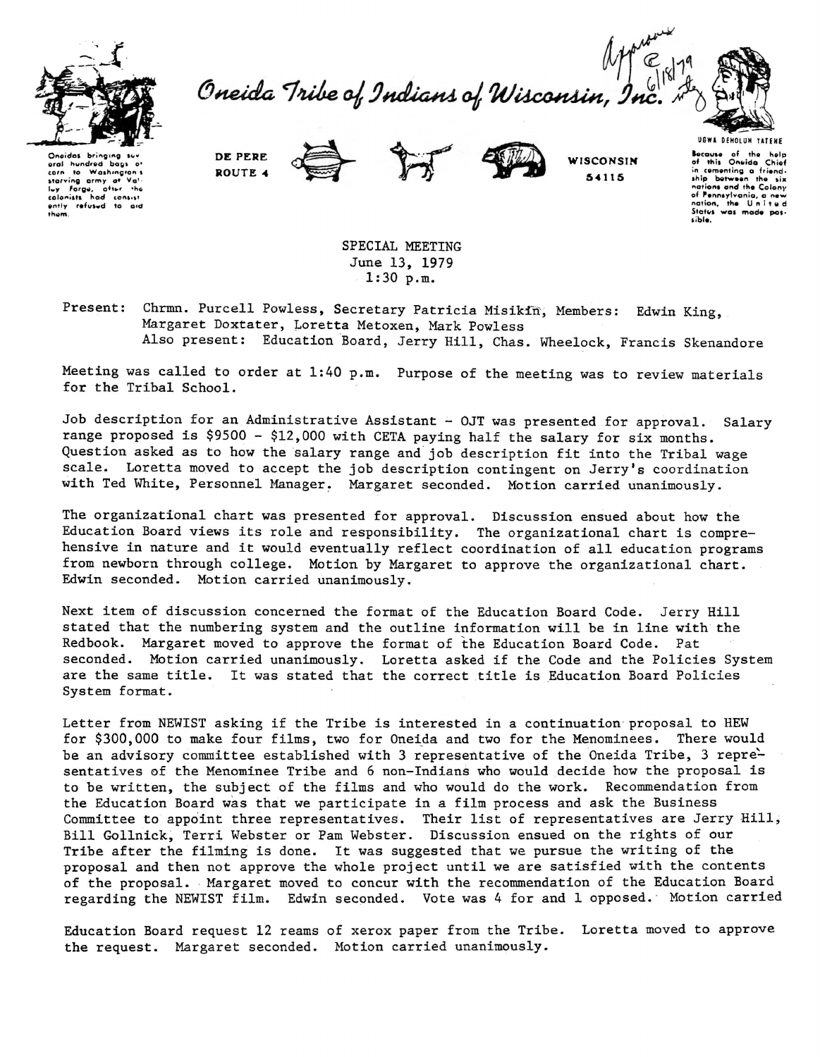Oneidas bringing several hundred bags of corn to Washington's starving army at Valley Forge, after the colonists had consistently refused to aid them.

# Oneida Tribe of Indians of Wisconsin, Inc.

Approved 6/18/79

DE PERE ROUTE 4 — WISCONSIN 54115

UGWA DEHOLUN YATEHE

Because of the help of this Oneida Chief in cementing a friendship between the six nations and the Colony of Pennsylvania, a new nation, the United States was made possible.

SPECIAL MEETING
June 13, 1979
1:30 p.m.

Present: Chrmn. Purcell Powless, Secretary Patricia Misikin, Members: Edwin King, Margaret Doxtater, Loretta Metoxen, Mark Powless
Also present: Education Board, Jerry Hill, Chas. Wheelock, Francis Skenandore

Meeting was called to order at 1:40 p.m. Purpose of the meeting was to review materials for the Tribal School.

Job description for an Administrative Assistant - OJT was presented for approval. Salary range proposed is $9500 - $12,000 with CETA paying half the salary for six months. Question asked as to how the salary range and job description fit into the Tribal wage scale. Loretta moved to accept the job description contingent on Jerry's coordination with Ted White, Personnel Manager. Margaret seconded. Motion carried unanimously.

The organizational chart was presented for approval. Discussion ensued about how the Education Board views its role and responsibility. The organizational chart is comprehensive in nature and it would eventually reflect coordination of all education programs from newborn through college. Motion by Margaret to approve the organizational chart. Edwin seconded. Motion carried unanimously.

Next item of discussion concerned the format of the Education Board Code. Jerry Hill stated that the numbering system and the outline information will be in line with the Redbook. Margaret moved to approve the format of the Education Board Code. Pat seconded. Motion carried unanimously. Loretta asked if the Code and the Policies System are the same title. It was stated that the correct title is Education Board Policies System format.

Letter from NEWIST asking if the Tribe is interested in a continuation proposal to HEW for $300,000 to make four films, two for Oneida and two for the Menominees. There would be an advisory committee established with 3 representative of the Oneida Tribe, 3 representatives of the Menominee Tribe and 6 non-Indians who would decide how the proposal is to be written, the subject of the films and who would do the work. Recommendation from the Education Board was that we participate in a film process and ask the Business Committee to appoint three representatives. Their list of representatives are Jerry Hill, Bill Gollnick, Terri Webster or Pam Webster. Discussion ensued on the rights of our Tribe after the filming is done. It was suggested that we pursue the writing of the proposal and then not approve the whole project until we are satisfied with the contents of the proposal. Margaret moved to concur with the recommendation of the Education Board regarding the NEWIST film. Edwin seconded. Vote was 4 for and 1 opposed. Motion carried

Education Board request 12 reams of xerox paper from the Tribe. Loretta moved to approve the request. Margaret seconded. Motion carried unanimously.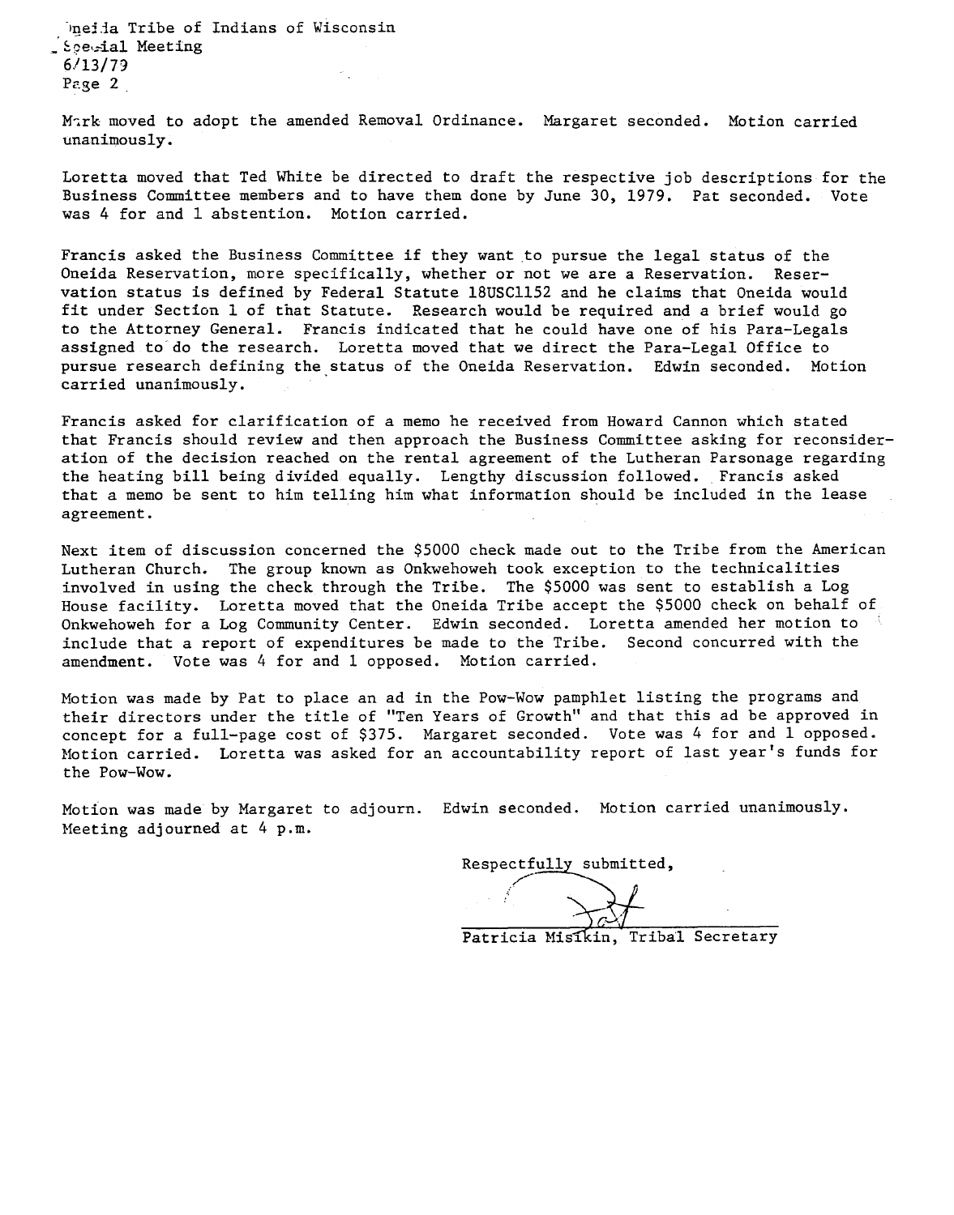Mark moved to adopt the amended Removal Ordinance. Margaret seconded. Motion carried unanimously.

Loretta moved that Ted White be directed to draft the respective job descriptions for the Business Committee members and to have them done by June 30, 1979. Pat seconded. Vote was 4 for and 1 abstention. Motion carried.

Francis asked the Business Committee if they want to pursue the legal status of the Oneida Reservation, more specifically, whether or not we are a Reservation. Reservation status is defined by Federal Statute 18USC1152 and he claims that Oneida would fit under Section 1 of that Statute. Research would be required and a brief would go to the Attorney General. Francis indicated that he could have one of his Para-Legals assigned to do the research. Loretta moved that we direct the Para-Legal Office to pursue research defining the status of the Oneida Reservation. Edwin seconded. Motion carried unanimously.

Francis asked for clarification of a memo he received from Howard Cannon which stated that Francis should review and then approach the Business Committee asking for reconsideration of the decision reached on the rental agreement of the Lutheran Parsonage regarding the heating bill being divided equally. Lengthy discussion followed. Francis asked that a memo be sent to him telling him what information should be included in the lease agreement.

Next item of discussion concerned the $5000 check made out to the Tribe from the American Lutheran Church. The group known as Onkwehoweh took exception to the technicalities involved in using the check through the Tribe. The $5000 was sent to establish a Log House facility. Loretta moved that the Oneida Tribe accept the $5000 check on behalf of Onkwehoweh for a Log Community Center. Edwin seconded. Loretta amended her motion to include that a report of expenditures be made to the Tribe. Second concurred with the amendment. Vote was 4 for and 1 opposed. Motion carried.

Motion was made by Pat to place an ad in the Pow-Wow pamphlet listing the programs and their directors under the title of "Ten Years of Growth" and that this ad be approved in concept for a full-page cost of $375. Margaret seconded. Vote was 4 for and 1 opposed. Motion carried. Loretta was asked for an accountability report of last year's funds for the Pow-Wow.

Motion was made by Margaret to adjourn. Edwin seconded. Motion carried unanimously. Meeting adjourned at 4 p.m.

Respectfully submitted,

Patricia Misikin, Tribal Secretary